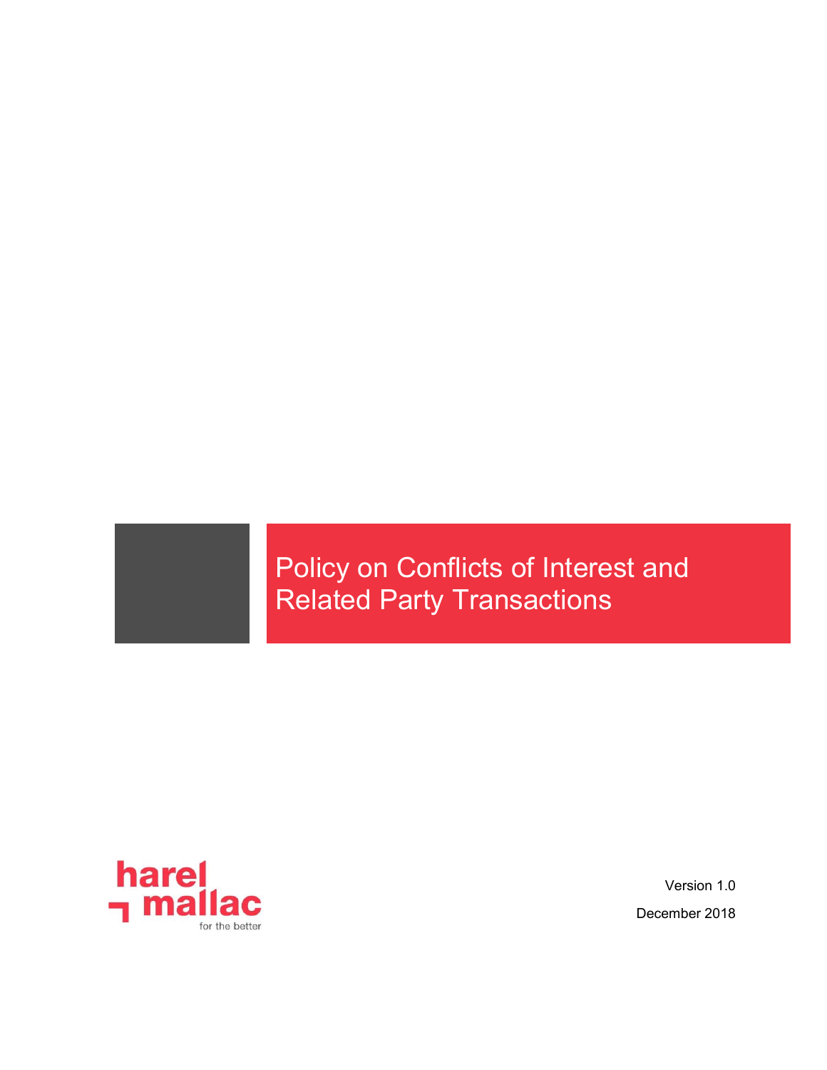# Policy on Conflicts of Interest and Related Party Transactions

harel mallac

for the better

Version 1.0

December 2018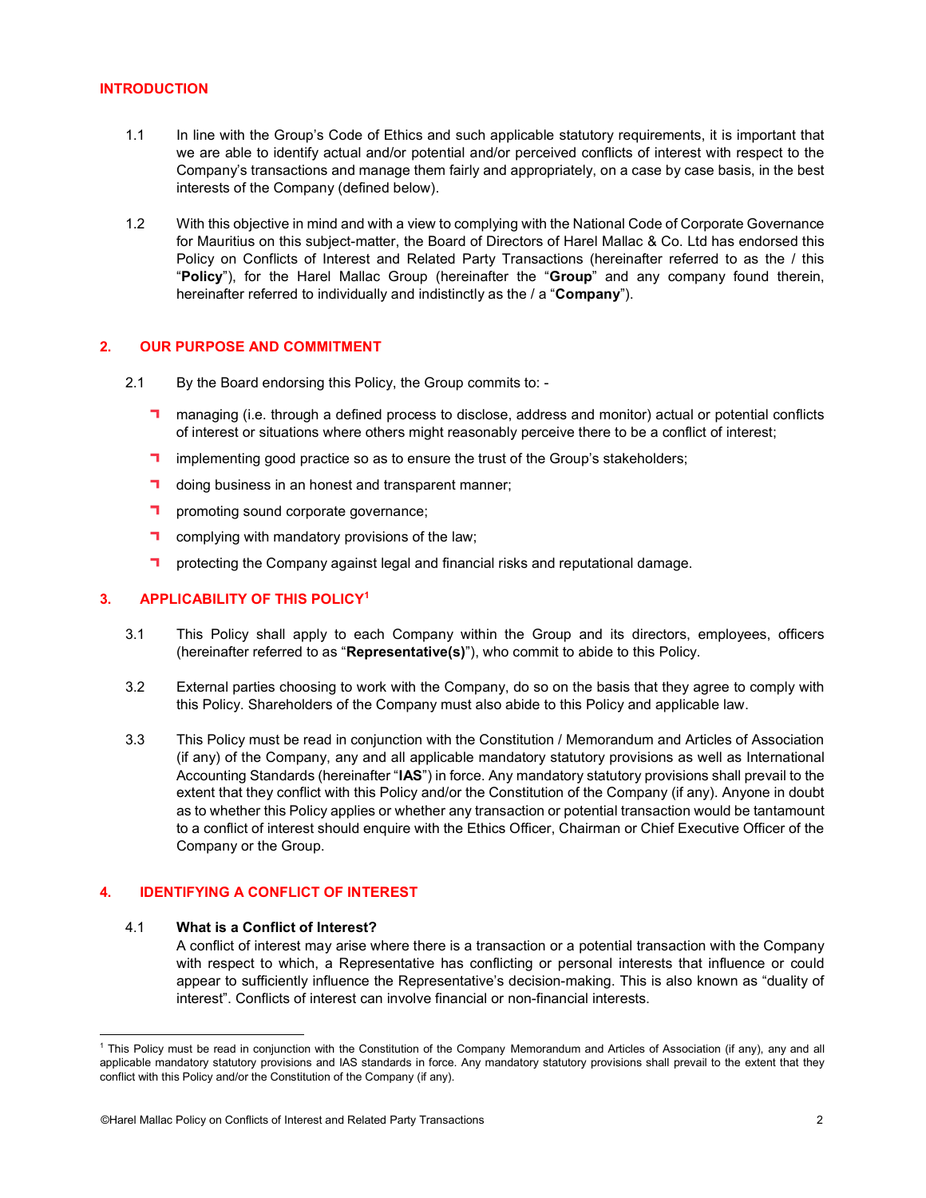## INTRODUCTION

1.1 In line with the Group's Code of Ethics and such applicable statutory requirements, it is important that we are able to identify actual and/or potential and/or perceived conflicts of interest with respect to the Company's transactions and manage them fairly and appropriately, on a case by case basis, in the best interests of the Company (defined below).

1.2 With this objective in mind and with a view to complying with the National Code of Corporate Governance for Mauritius on this subject-matter, the Board of Directors of Harel Mallac & Co. Ltd has endorsed this Policy on Conflicts of Interest and Related Party Transactions (hereinafter referred to as the / this "**Policy**"), for the Harel Mallac Group (hereinafter the "**Group**" and any company found therein, hereinafter referred to individually and indistinctly as the / a "**Company**").

## 2. OUR PURPOSE AND COMMITMENT

2.1 By the Board endorsing this Policy, the Group commits to: -

- managing (i.e. through a defined process to disclose, address and monitor) actual or potential conflicts of interest or situations where others might reasonably perceive there to be a conflict of interest;
- implementing good practice so as to ensure the trust of the Group's stakeholders;
- doing business in an honest and transparent manner;
- promoting sound corporate governance;
- complying with mandatory provisions of the law;
- protecting the Company against legal and financial risks and reputational damage.

## 3. APPLICABILITY OF THIS POLICY[1]

3.1 This Policy shall apply to each Company within the Group and its directors, employees, officers (hereinafter referred to as "**Representative(s)**"), who commit to abide to this Policy.

3.2 External parties choosing to work with the Company, do so on the basis that they agree to comply with this Policy. Shareholders of the Company must also abide to this Policy and applicable law.

3.3 This Policy must be read in conjunction with the Constitution / Memorandum and Articles of Association (if any) of the Company, any and all applicable mandatory statutory provisions as well as International Accounting Standards (hereinafter "**IAS**") in force. Any mandatory statutory provisions shall prevail to the extent that they conflict with this Policy and/or the Constitution of the Company (if any). Anyone in doubt as to whether this Policy applies or whether any transaction or potential transaction would be tantamount to a conflict of interest should enquire with the Ethics Officer, Chairman or Chief Executive Officer of the Company or the Group.

## 4. IDENTIFYING A CONFLICT OF INTEREST

4.1 **What is a Conflict of Interest?**
A conflict of interest may arise where there is a transaction or a potential transaction with the Company with respect to which, a Representative has conflicting or personal interests that influence or could appear to sufficiently influence the Representative's decision-making. This is also known as "duality of interest". Conflicts of interest can involve financial or non-financial interests.

---

[1] This Policy must be read in conjunction with the Constitution of the Company Memorandum and Articles of Association (if any), any and all applicable mandatory statutory provisions and IAS standards in force. Any mandatory statutory provisions shall prevail to the extent that they conflict with this Policy and/or the Constitution of the Company (if any).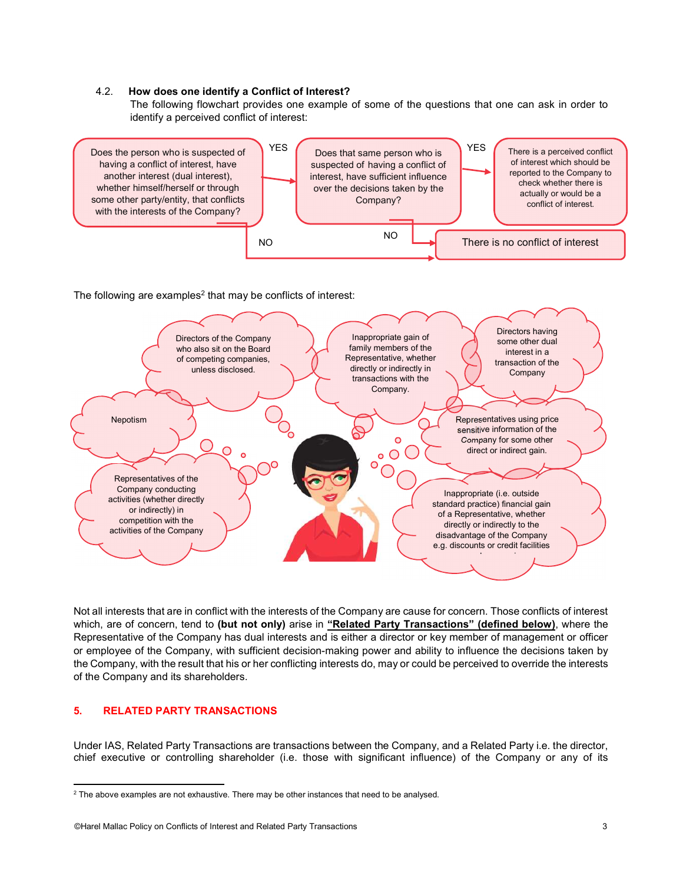### 4.2. How does one identify a Conflict of Interest?

The following flowchart provides one example of some of the questions that one can ask in order to identify a perceived conflict of interest:

Does the person who is suspected of having a conflict of interest, have another interest (dual interest), whether himself/herself or through some other party/entity, that conflicts with the interests of the Company?

YES → Does that same person who is suspected of having a conflict of interest, have sufficient influence over the decisions taken by the Company?

YES → There is a perceived conflict of interest which should be reported to the Company to check whether there is actually or would be a conflict of interest.

NO → There is no conflict of interest

The following are examples[2] that may be conflicts of interest:

- Directors of the Company who also sit on the Board of competing companies, unless disclosed.
- Inappropriate gain of family members of the Representative, whether directly or indirectly in transactions with the Company.
- Directors having some other dual interest in a transaction of the Company
- Nepotism
- Representatives using price sensitive information of the Company for some other direct or indirect gain.
- Representatives of the Company conducting activities (whether directly or indirectly) in competition with the activities of the Company
- Inappropriate (i.e. outside standard practice) financial gain of a Representative, whether directly or indirectly to the disadvantage of the Company e.g. discounts or credit facilities

Not all interests that are in conflict with the interests of the Company are cause for concern. Those conflicts of interest which, are of concern, tend to **(but not only)** arise in **"Related Party Transactions" (defined below)**, where the Representative of the Company has dual interests and is either a director or key member of management or officer or employee of the Company, with sufficient decision-making power and ability to influence the decisions taken by the Company, with the result that his or her conflicting interests do, may or could be perceived to override the interests of the Company and its shareholders.

## 5. RELATED PARTY TRANSACTIONS

Under IAS, Related Party Transactions are transactions between the Company, and a Related Party i.e. the director, chief executive or controlling shareholder (i.e. those with significant influence) of the Company or any of its

[2] The above examples are not exhaustive. There may be other instances that need to be analysed.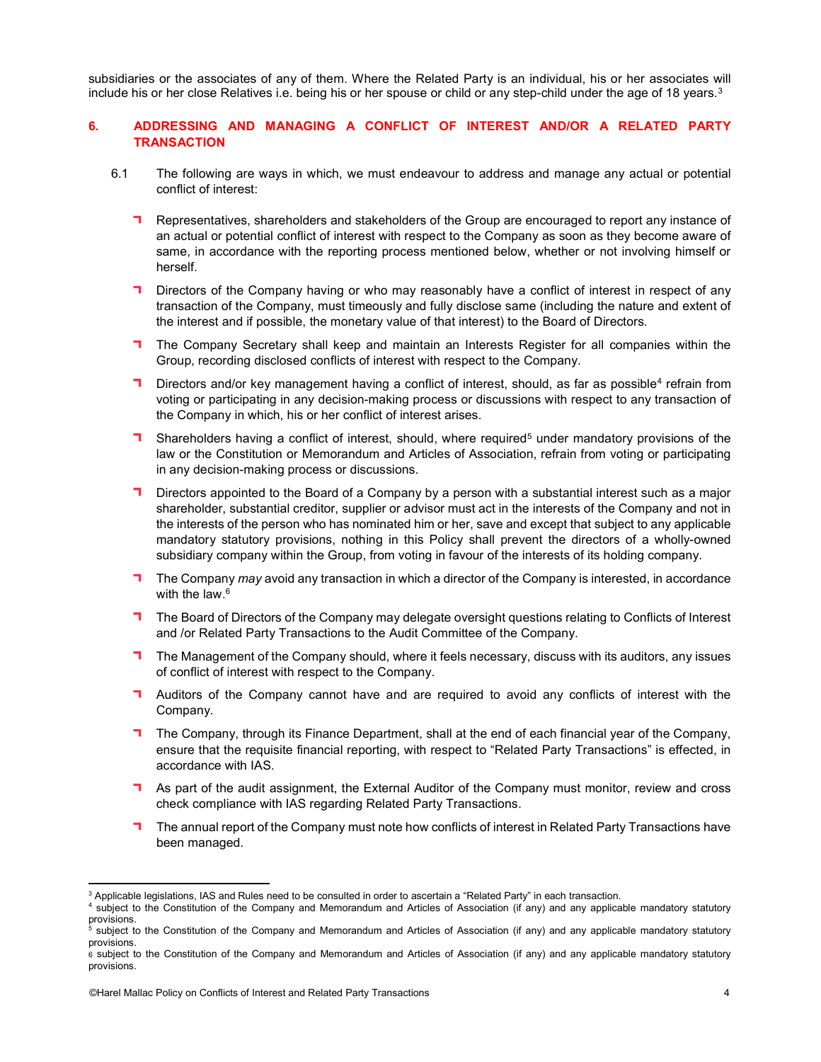subsidiaries or the associates of any of them. Where the Related Party is an individual, his or her associates will include his or her close Relatives i.e. being his or her spouse or child or any step-child under the age of 18 years.[3]

## 6. ADDRESSING AND MANAGING A CONFLICT OF INTEREST AND/OR A RELATED PARTY TRANSACTION

6.1 The following are ways in which, we must endeavour to address and manage any actual or potential conflict of interest:

- Representatives, shareholders and stakeholders of the Group are encouraged to report any instance of an actual or potential conflict of interest with respect to the Company as soon as they become aware of same, in accordance with the reporting process mentioned below, whether or not involving himself or herself.
- Directors of the Company having or who may reasonably have a conflict of interest in respect of any transaction of the Company, must timeously and fully disclose same (including the nature and extent of the interest and if possible, the monetary value of that interest) to the Board of Directors.
- The Company Secretary shall keep and maintain an Interests Register for all companies within the Group, recording disclosed conflicts of interest with respect to the Company.
- Directors and/or key management having a conflict of interest, should, as far as possible[4] refrain from voting or participating in any decision-making process or discussions with respect to any transaction of the Company in which, his or her conflict of interest arises.
- Shareholders having a conflict of interest, should, where required[5] under mandatory provisions of the law or the Constitution or Memorandum and Articles of Association, refrain from voting or participating in any decision-making process or discussions.
- Directors appointed to the Board of a Company by a person with a substantial interest such as a major shareholder, substantial creditor, supplier or advisor must act in the interests of the Company and not in the interests of the person who has nominated him or her, save and except that subject to any applicable mandatory statutory provisions, nothing in this Policy shall prevent the directors of a wholly-owned subsidiary company within the Group, from voting in favour of the interests of its holding company.
- The Company *may* avoid any transaction in which a director of the Company is interested, in accordance with the law.[6]
- The Board of Directors of the Company may delegate oversight questions relating to Conflicts of Interest and /or Related Party Transactions to the Audit Committee of the Company.
- The Management of the Company should, where it feels necessary, discuss with its auditors, any issues of conflict of interest with respect to the Company.
- Auditors of the Company cannot have and are required to avoid any conflicts of interest with the Company.
- The Company, through its Finance Department, shall at the end of each financial year of the Company, ensure that the requisite financial reporting, with respect to "Related Party Transactions" is effected, in accordance with IAS.
- As part of the audit assignment, the External Auditor of the Company must monitor, review and cross check compliance with IAS regarding Related Party Transactions.
- The annual report of the Company must note how conflicts of interest in Related Party Transactions have been managed.

---

[3] Applicable legislations, IAS and Rules need to be consulted in order to ascertain a "Related Party" in each transaction.

[4] subject to the Constitution of the Company and Memorandum and Articles of Association (if any) and any applicable mandatory statutory provisions.

[5] subject to the Constitution of the Company and Memorandum and Articles of Association (if any) and any applicable mandatory statutory provisions.

[6] subject to the Constitution of the Company and Memorandum and Articles of Association (if any) and any applicable mandatory statutory provisions.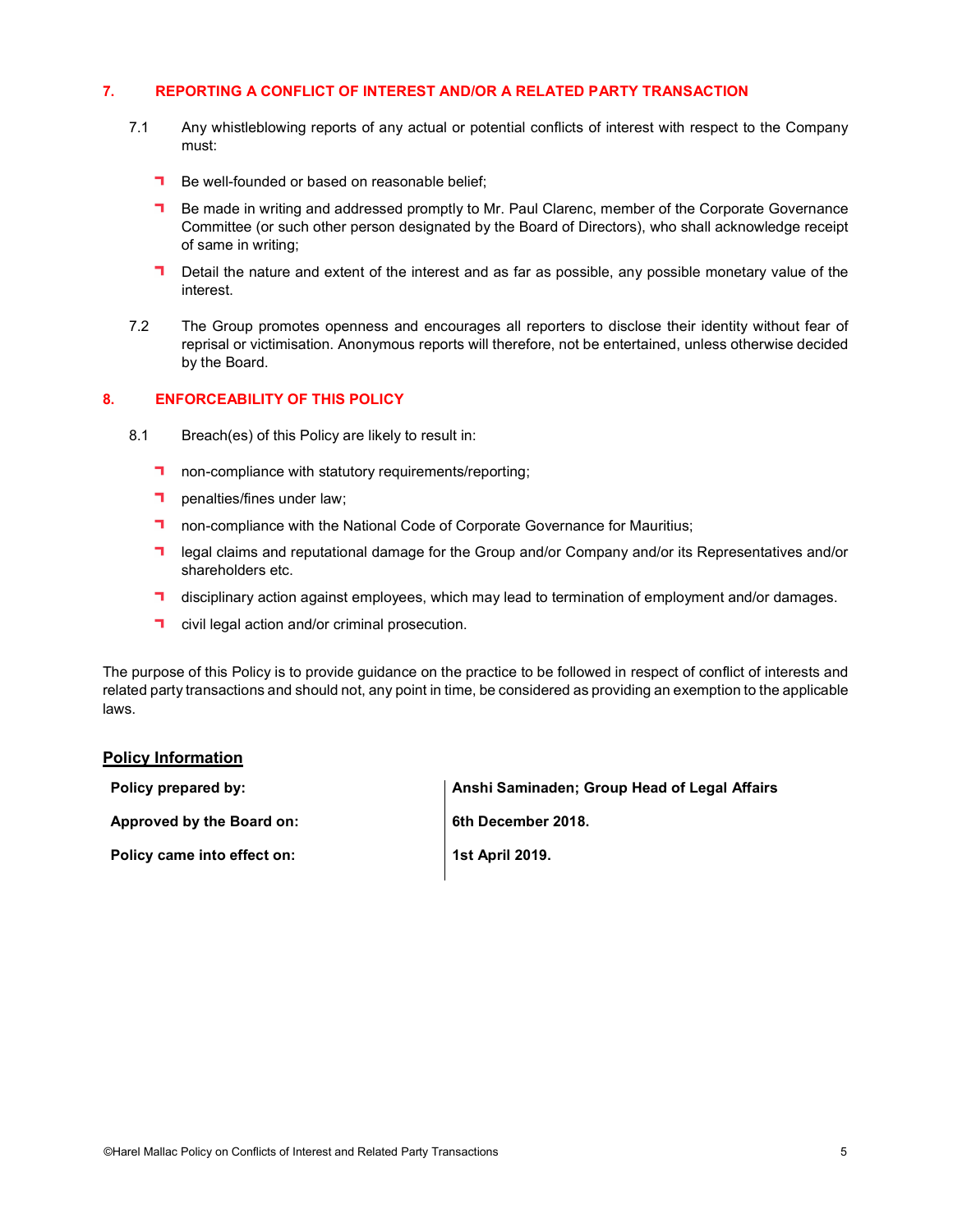## 7. REPORTING A CONFLICT OF INTEREST AND/OR A RELATED PARTY TRANSACTION

7.1 Any whistleblowing reports of any actual or potential conflicts of interest with respect to the Company must:

- Be well-founded or based on reasonable belief;
- Be made in writing and addressed promptly to Mr. Paul Clarenc, member of the Corporate Governance Committee (or such other person designated by the Board of Directors), who shall acknowledge receipt of same in writing;
- Detail the nature and extent of the interest and as far as possible, any possible monetary value of the interest.

7.2 The Group promotes openness and encourages all reporters to disclose their identity without fear of reprisal or victimisation. Anonymous reports will therefore, not be entertained, unless otherwise decided by the Board.

## 8. ENFORCEABILITY OF THIS POLICY

8.1 Breach(es) of this Policy are likely to result in:

- non-compliance with statutory requirements/reporting;
- penalties/fines under law;
- non-compliance with the National Code of Corporate Governance for Mauritius;
- legal claims and reputational damage for the Group and/or Company and/or its Representatives and/or shareholders etc.
- disciplinary action against employees, which may lead to termination of employment and/or damages.
- civil legal action and/or criminal prosecution.

The purpose of this Policy is to provide guidance on the practice to be followed in respect of conflict of interests and related party transactions and should not, any point in time, be considered as providing an exemption to the applicable laws.

**Policy Information**

| | |
|---|---|
| **Policy prepared by:** | **Anshi Saminaden; Group Head of Legal Affairs** |
| **Approved by the Board on:** | **6th December 2018.** |
| **Policy came into effect on:** | **1st April 2019.** |